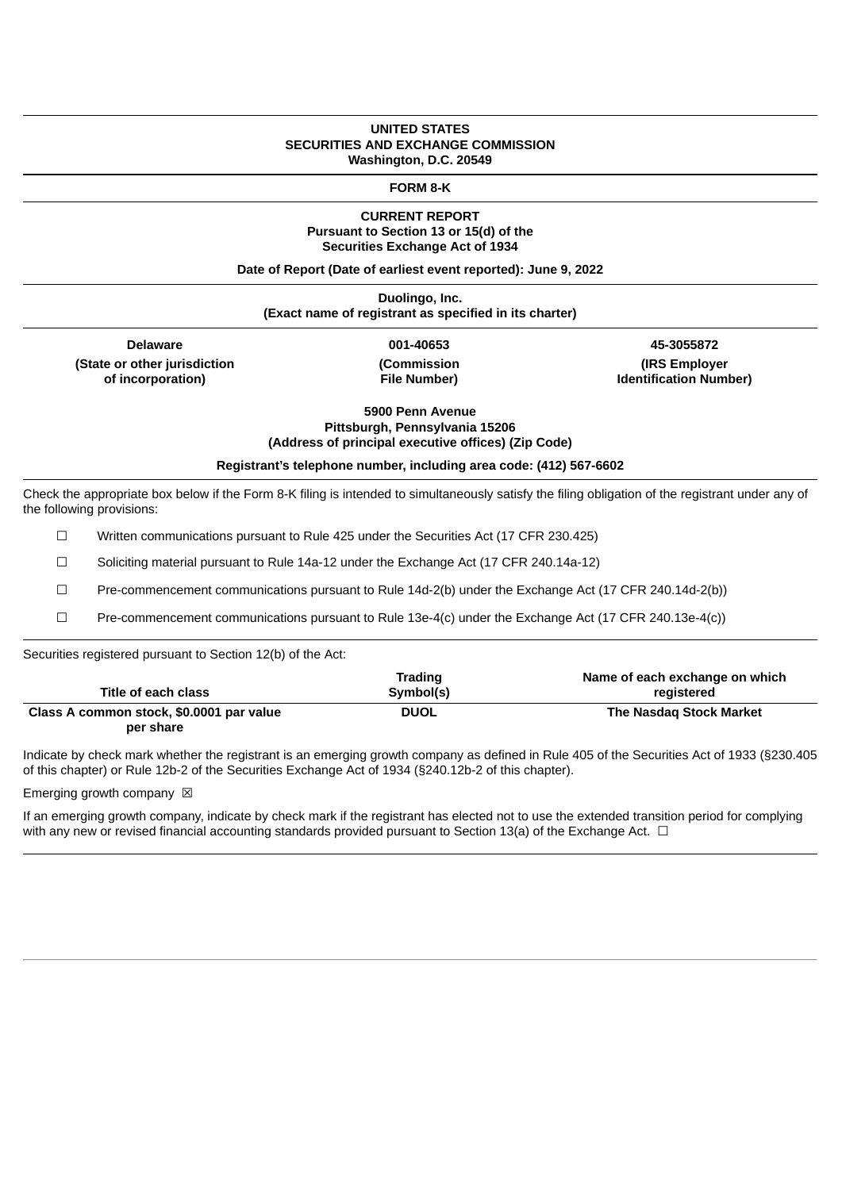**UNITED STATES**
**SECURITIES AND EXCHANGE COMMISSION**
**Washington, D.C. 20549**

---

**FORM 8-K**

---

**CURRENT REPORT**
**Pursuant to Section 13 or 15(d) of the**
**Securities Exchange Act of 1934**

**Date of Report (Date of earliest event reported): June 9, 2022**

---

**Duolingo, Inc.**
**(Exact name of registrant as specified in its charter)**

---

| Delaware | 001-40653 | 45-3055872 |
|---|---|---|
| (State or other jurisdiction of incorporation) | (Commission File Number) | (IRS Employer Identification Number) |

**5900 Penn Avenue**
**Pittsburgh, Pennsylvania 15206**
**(Address of principal executive offices) (Zip Code)**

**Registrant's telephone number, including area code: (412) 567-6602**

---

Check the appropriate box below if the Form 8-K filing is intended to simultaneously satisfy the filing obligation of the registrant under any of the following provisions:

☐ Written communications pursuant to Rule 425 under the Securities Act (17 CFR 230.425)

☐ Soliciting material pursuant to Rule 14a-12 under the Exchange Act (17 CFR 240.14a-12)

☐ Pre-commencement communications pursuant to Rule 14d-2(b) under the Exchange Act (17 CFR 240.14d-2(b))

☐ Pre-commencement communications pursuant to Rule 13e-4(c) under the Exchange Act (17 CFR 240.13e-4(c))

---

Securities registered pursuant to Section 12(b) of the Act:

| Title of each class | Trading Symbol(s) | Name of each exchange on which registered |
|---|---|---|
| Class A common stock, $0.0001 par value per share | DUOL | The Nasdaq Stock Market |

Indicate by check mark whether the registrant is an emerging growth company as defined in Rule 405 of the Securities Act of 1933 (§230.405 of this chapter) or Rule 12b-2 of the Securities Exchange Act of 1934 (§240.12b-2 of this chapter).

Emerging growth company ☒

If an emerging growth company, indicate by check mark if the registrant has elected not to use the extended transition period for complying with any new or revised financial accounting standards provided pursuant to Section 13(a) of the Exchange Act. ☐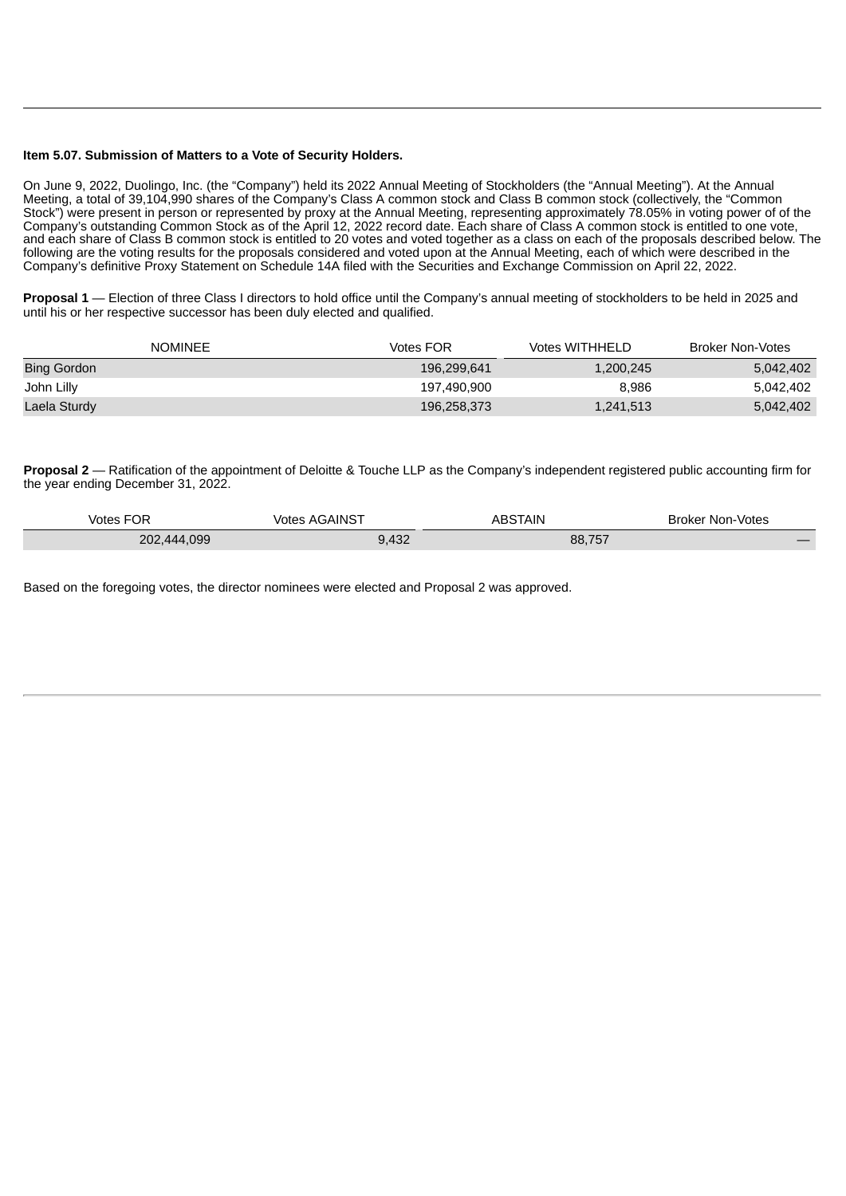**Item 5.07. Submission of Matters to a Vote of Security Holders.**

On June 9, 2022, Duolingo, Inc. (the "Company") held its 2022 Annual Meeting of Stockholders (the "Annual Meeting"). At the Annual Meeting, a total of 39,104,990 shares of the Company's Class A common stock and Class B common stock (collectively, the "Common Stock") were present in person or represented by proxy at the Annual Meeting, representing approximately 78.05% in voting power of of the Company's outstanding Common Stock as of the April 12, 2022 record date. Each share of Class A common stock is entitled to one vote, and each share of Class B common stock is entitled to 20 votes and voted together as a class on each of the proposals described below. The following are the voting results for the proposals considered and voted upon at the Annual Meeting, each of which were described in the Company's definitive Proxy Statement on Schedule 14A filed with the Securities and Exchange Commission on April 22, 2022.

**Proposal 1** — Election of three Class I directors to hold office until the Company's annual meeting of stockholders to be held in 2025 and until his or her respective successor has been duly elected and qualified.

| NOMINEE | Votes FOR | Votes WITHHELD | Broker Non-Votes |
| --- | --- | --- | --- |
| Bing Gordon | 196,299,641 | 1,200,245 | 5,042,402 |
| John Lilly | 197,490,900 | 8,986 | 5,042,402 |
| Laela Sturdy | 196,258,373 | 1,241,513 | 5,042,402 |

**Proposal 2** — Ratification of the appointment of Deloitte & Touche LLP as the Company's independent registered public accounting firm for the year ending December 31, 2022.

| Votes FOR | Votes AGAINST | ABSTAIN | Broker Non-Votes |
| --- | --- | --- | --- |
| 202,444,099 | 9,432 | 88,757 | — |

Based on the foregoing votes, the director nominees were elected and Proposal 2 was approved.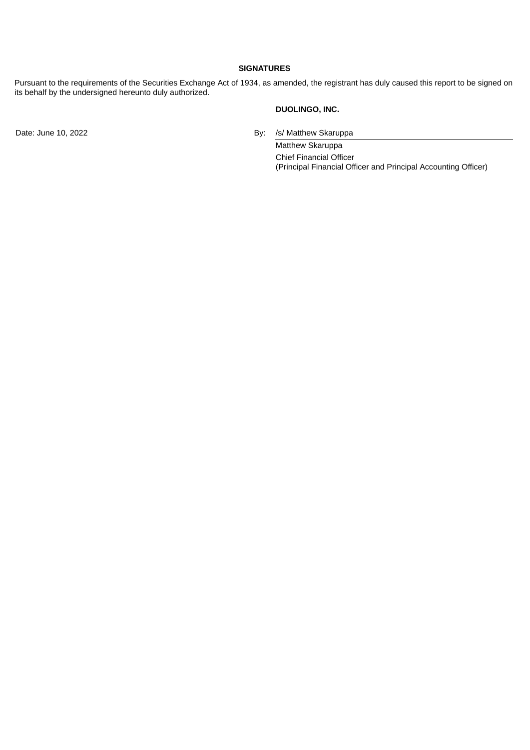**SIGNATURES**

Pursuant to the requirements of the Securities Exchange Act of 1934, as amended, the registrant has duly caused this report to be signed on its behalf by the undersigned hereunto duly authorized.

**DUOLINGO, INC.**

Date: June 10, 2022

By: /s/ Matthew Skaruppa

Matthew Skaruppa
Chief Financial Officer
(Principal Financial Officer and Principal Accounting Officer)